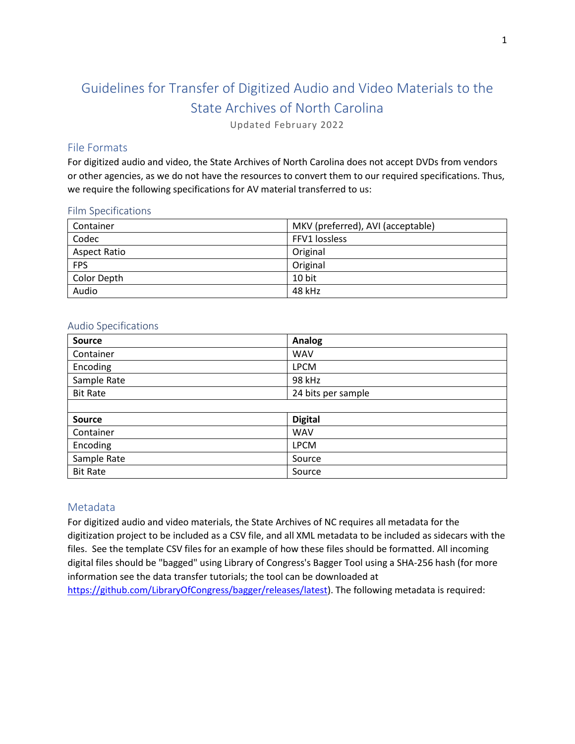# Guidelines for Transfer of Digitized Audio and Video Materials to the State Archives of North Carolina

Updated February 2022

## File Formats

For digitized audio and video, the State Archives of North Carolina does not accept DVDs from vendors or other agencies, as we do not have the resources to convert them to our required specifications. Thus, we require the following specifications for AV material transferred to us:

### Film Specifications

| Container | MKV (preferred), AVI (acceptable) |
|---|---|
| Codec | FFV1 lossless |
| Aspect Ratio | Original |
| FPS | Original |
| Color Depth | 10 bit |
| Audio | 48 kHz |

### Audio Specifications

| **Source** | **Analog** |
|---|---|
| Container | WAV |
| Encoding | LPCM |
| Sample Rate | 98 kHz |
| Bit Rate | 24 bits per sample |
| | |
| **Source** | **Digital** |
| Container | WAV |
| Encoding | LPCM |
| Sample Rate | Source |
| Bit Rate | Source |

## Metadata

For digitized audio and video materials, the State Archives of NC requires all metadata for the digitization project to be included as a CSV file, and all XML metadata to be included as sidecars with the files. See the template CSV files for an example of how these files should be formatted. All incoming digital files should be "bagged" using Library of Congress's Bagger Tool using a SHA-256 hash (for more information see the data transfer tutorials; the tool can be downloaded at [https://github.com/LibraryOfCongress/bagger/releases/latest](https://github.com/LibraryOfCongress/bagger/releases/latest)). The following metadata is required: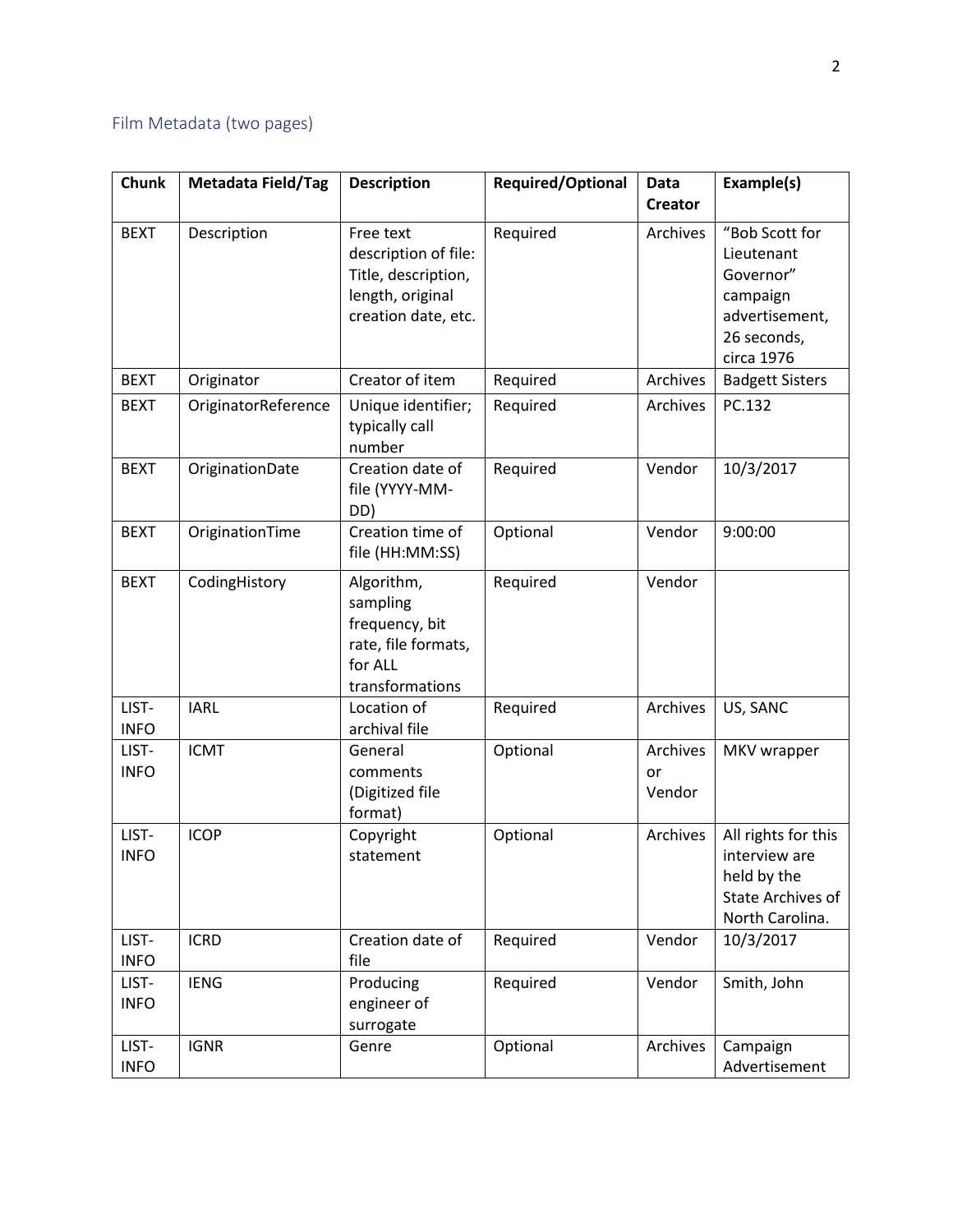## Film Metadata (two pages)

| Chunk | Metadata Field/Tag | Description | Required/Optional | Data Creator | Example(s) |
|---|---|---|---|---|---|
| BEXT | Description | Free text description of file: Title, description, length, original creation date, etc. | Required | Archives | "Bob Scott for Lieutenant Governor" campaign advertisement, 26 seconds, circa 1976 |
| BEXT | Originator | Creator of item | Required | Archives | Badgett Sisters |
| BEXT | OriginatorReference | Unique identifier; typically call number | Required | Archives | PC.132 |
| BEXT | OriginationDate | Creation date of file (YYYY-MM-DD) | Required | Vendor | 10/3/2017 |
| BEXT | OriginationTime | Creation time of file (HH:MM:SS) | Optional | Vendor | 9:00:00 |
| BEXT | CodingHistory | Algorithm, sampling frequency, bit rate, file formats, for ALL transformations | Required | Vendor | |
| LIST-INFO | IARL | Location of archival file | Required | Archives | US, SANC |
| LIST-INFO | ICMT | General comments (Digitized file format) | Optional | Archives or Vendor | MKV wrapper |
| LIST-INFO | ICOP | Copyright statement | Optional | Archives | All rights for this interview are held by the State Archives of North Carolina. |
| LIST-INFO | ICRD | Creation date of file | Required | Vendor | 10/3/2017 |
| LIST-INFO | IENG | Producing engineer of surrogate | Required | Vendor | Smith, John |
| LIST-INFO | IGNR | Genre | Optional | Archives | Campaign Advertisement |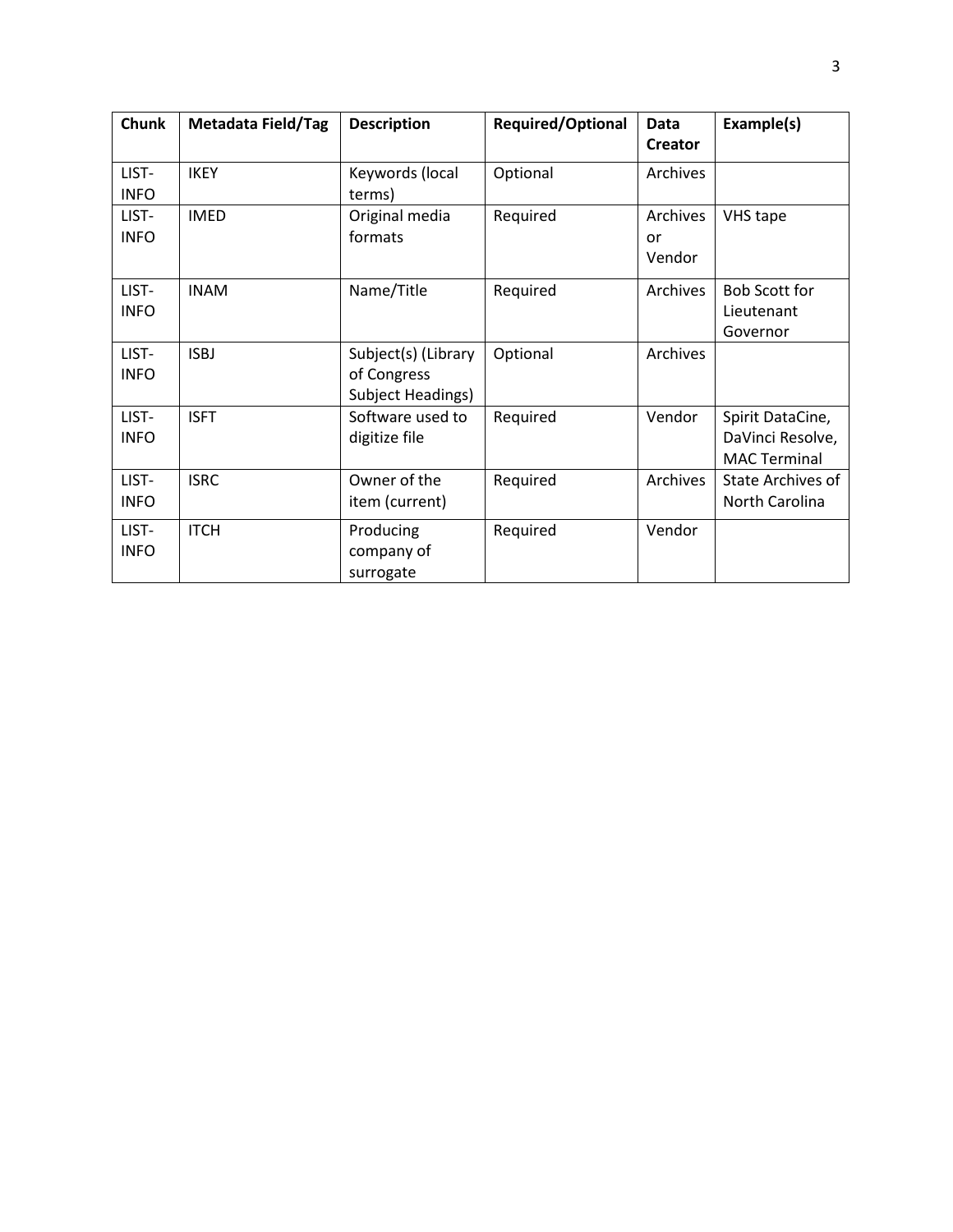| Chunk | Metadata Field/Tag | Description | Required/Optional | Data Creator | Example(s) |
|---|---|---|---|---|---|
| LIST-INFO | IKEY | Keywords (local terms) | Optional | Archives | |
| LIST-INFO | IMED | Original media formats | Required | Archives or Vendor | VHS tape |
| LIST-INFO | INAM | Name/Title | Required | Archives | Bob Scott for Lieutenant Governor |
| LIST-INFO | ISBJ | Subject(s) (Library of Congress Subject Headings) | Optional | Archives | |
| LIST-INFO | ISFT | Software used to digitize file | Required | Vendor | Spirit DataCine, DaVinci Resolve, MAC Terminal |
| LIST-INFO | ISRC | Owner of the item (current) | Required | Archives | State Archives of North Carolina |
| LIST-INFO | ITCH | Producing company of surrogate | Required | Vendor | |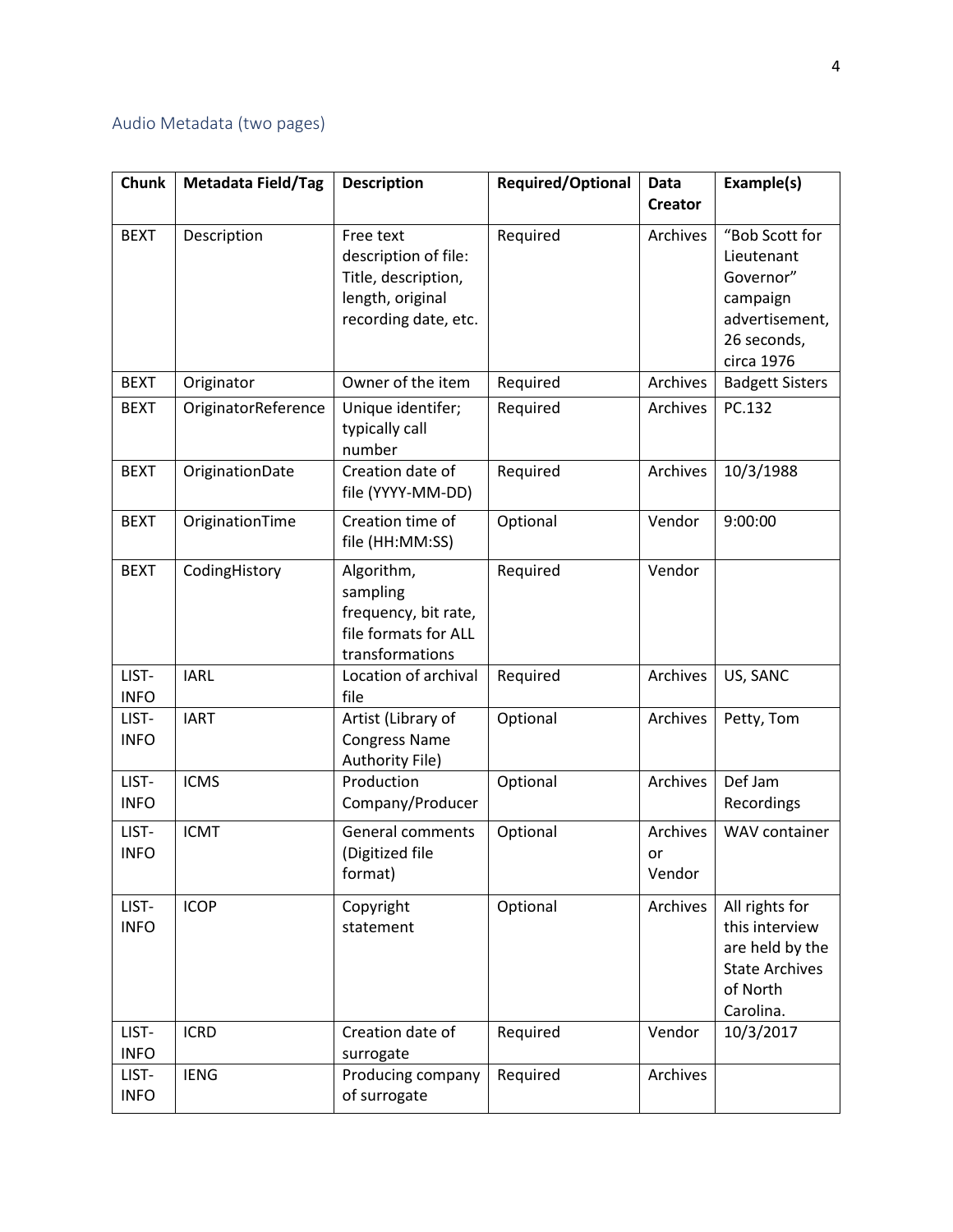## Audio Metadata (two pages)

| Chunk | Metadata Field/Tag | Description | Required/Optional | Data Creator | Example(s) |
|---|---|---|---|---|---|
| BEXT | Description | Free text description of file: Title, description, length, original recording date, etc. | Required | Archives | "Bob Scott for Lieutenant Governor" campaign advertisement, 26 seconds, circa 1976 |
| BEXT | Originator | Owner of the item | Required | Archives | Badgett Sisters |
| BEXT | OriginatorReference | Unique identifer; typically call number | Required | Archives | PC.132 |
| BEXT | OriginationDate | Creation date of file (YYYY-MM-DD) | Required | Archives | 10/3/1988 |
| BEXT | OriginationTime | Creation time of file (HH:MM:SS) | Optional | Vendor | 9:00:00 |
| BEXT | CodingHistory | Algorithm, sampling frequency, bit rate, file formats for ALL transformations | Required | Vendor | |
| LIST-INFO | IARL | Location of archival file | Required | Archives | US, SANC |
| LIST-INFO | IART | Artist (Library of Congress Name Authority File) | Optional | Archives | Petty, Tom |
| LIST-INFO | ICMS | Production Company/Producer | Optional | Archives | Def Jam Recordings |
| LIST-INFO | ICMT | General comments (Digitized file format) | Optional | Archives or Vendor | WAV container |
| LIST-INFO | ICOP | Copyright statement | Optional | Archives | All rights for this interview are held by the State Archives of North Carolina. |
| LIST-INFO | ICRD | Creation date of surrogate | Required | Vendor | 10/3/2017 |
| LIST-INFO | IENG | Producing company of surrogate | Required | Archives | |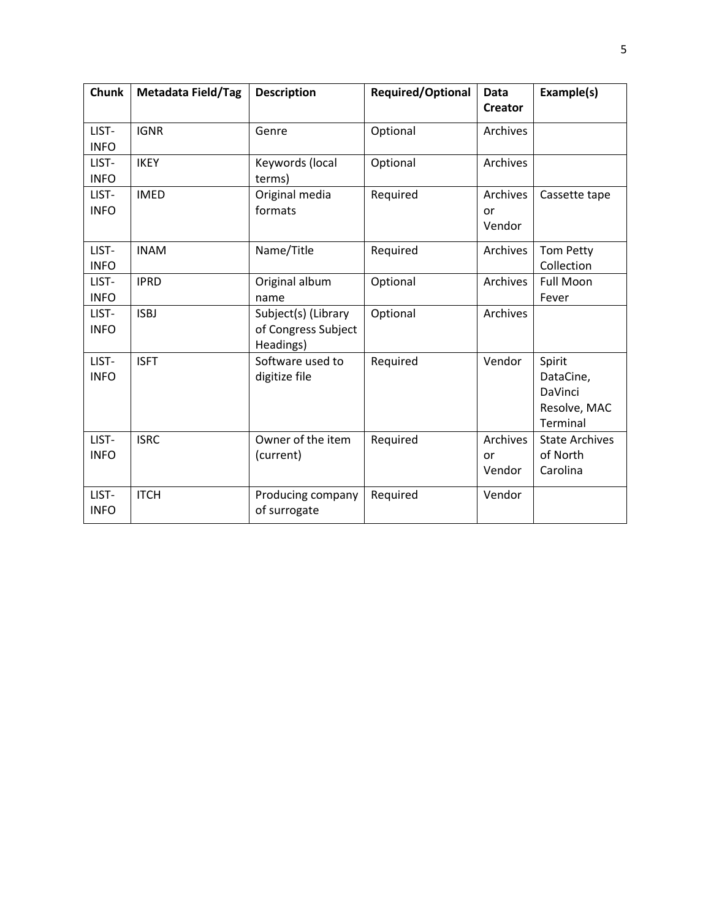| Chunk | Metadata Field/Tag | Description | Required/Optional | Data Creator | Example(s) |
|---|---|---|---|---|---|
| LIST-INFO | IGNR | Genre | Optional | Archives | |
| LIST-INFO | IKEY | Keywords (local terms) | Optional | Archives | |
| LIST-INFO | IMED | Original media formats | Required | Archives or Vendor | Cassette tape |
| LIST-INFO | INAM | Name/Title | Required | Archives | Tom Petty Collection |
| LIST-INFO | IPRD | Original album name | Optional | Archives | Full Moon Fever |
| LIST-INFO | ISBJ | Subject(s) (Library of Congress Subject Headings) | Optional | Archives | |
| LIST-INFO | ISFT | Software used to digitize file | Required | Vendor | Spirit DataCine, DaVinci Resolve, MAC Terminal |
| LIST-INFO | ISRC | Owner of the item (current) | Required | Archives or Vendor | State Archives of North Carolina |
| LIST-INFO | ITCH | Producing company of surrogate | Required | Vendor | |